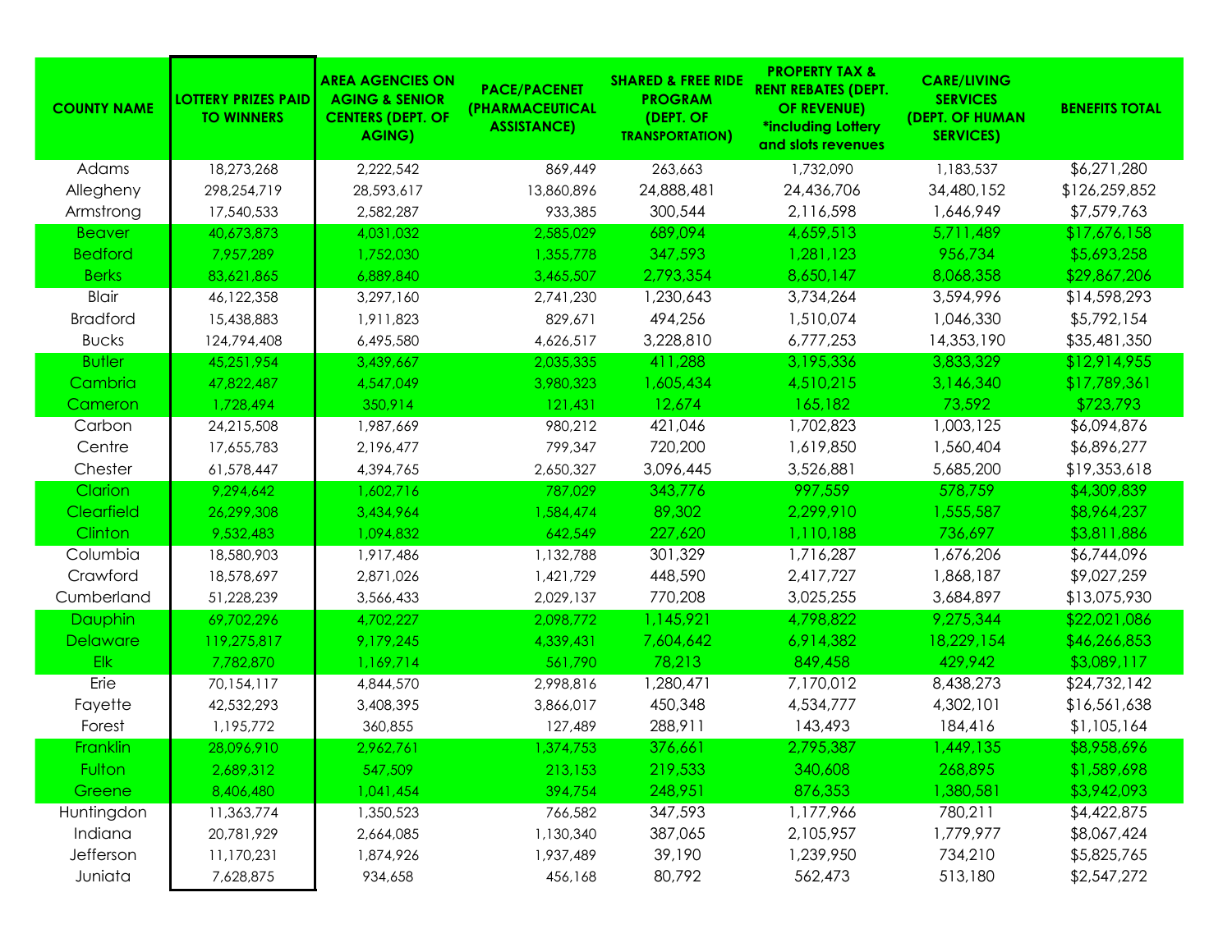| COUNTY NAME | LOTTERY PRIZES PAID TO WINNERS | AREA AGENCIES ON AGING & SENIOR CENTERS (DEPT. OF AGING) | PACE/PACENET (PHARMACEUTICAL ASSISTANCE) | SHARED & FREE RIDE PROGRAM (DEPT. OF TRANSPORTATION) | PROPERTY TAX & RENT REBATES (DEPT. OF REVENUE) *including Lottery and slots revenues | CARE/LIVING SERVICES (DEPT. OF HUMAN SERVICES) | BENEFITS TOTAL |
|---|---|---|---|---|---|---|---|
| Adams | 18,273,268 | 2,222,542 | 869,449 | 263,663 | 1,732,090 | 1,183,537 | $6,271,280 |
| Allegheny | 298,254,719 | 28,593,617 | 13,860,896 | 24,888,481 | 24,436,706 | 34,480,152 | $126,259,852 |
| Armstrong | 17,540,533 | 2,582,287 | 933,385 | 300,544 | 2,116,598 | 1,646,949 | $7,579,763 |
| Beaver | 40,673,873 | 4,031,032 | 2,585,029 | 689,094 | 4,659,513 | 5,711,489 | $17,676,158 |
| Bedford | 7,957,289 | 1,752,030 | 1,355,778 | 347,593 | 1,281,123 | 956,734 | $5,693,258 |
| Berks | 83,621,865 | 6,889,840 | 3,465,507 | 2,793,354 | 8,650,147 | 8,068,358 | $29,867,206 |
| Blair | 46,122,358 | 3,297,160 | 2,741,230 | 1,230,643 | 3,734,264 | 3,594,996 | $14,598,293 |
| Bradford | 15,438,883 | 1,911,823 | 829,671 | 494,256 | 1,510,074 | 1,046,330 | $5,792,154 |
| Bucks | 124,794,408 | 6,495,580 | 4,626,517 | 3,228,810 | 6,777,253 | 14,353,190 | $35,481,350 |
| Butler | 45,251,954 | 3,439,667 | 2,035,335 | 411,288 | 3,195,336 | 3,833,329 | $12,914,955 |
| Cambria | 47,822,487 | 4,547,049 | 3,980,323 | 1,605,434 | 4,510,215 | 3,146,340 | $17,789,361 |
| Cameron | 1,728,494 | 350,914 | 121,431 | 12,674 | 165,182 | 73,592 | $723,793 |
| Carbon | 24,215,508 | 1,987,669 | 980,212 | 421,046 | 1,702,823 | 1,003,125 | $6,094,876 |
| Centre | 17,655,783 | 2,196,477 | 799,347 | 720,200 | 1,619,850 | 1,560,404 | $6,896,277 |
| Chester | 61,578,447 | 4,394,765 | 2,650,327 | 3,096,445 | 3,526,881 | 5,685,200 | $19,353,618 |
| Clarion | 9,294,642 | 1,602,716 | 787,029 | 343,776 | 997,559 | 578,759 | $4,309,839 |
| Clearfield | 26,299,308 | 3,434,964 | 1,584,474 | 89,302 | 2,299,910 | 1,555,587 | $8,964,237 |
| Clinton | 9,532,483 | 1,094,832 | 642,549 | 227,620 | 1,110,188 | 736,697 | $3,811,886 |
| Columbia | 18,580,903 | 1,917,486 | 1,132,788 | 301,329 | 1,716,287 | 1,676,206 | $6,744,096 |
| Crawford | 18,578,697 | 2,871,026 | 1,421,729 | 448,590 | 2,417,727 | 1,868,187 | $9,027,259 |
| Cumberland | 51,228,239 | 3,566,433 | 2,029,137 | 770,208 | 3,025,255 | 3,684,897 | $13,075,930 |
| Dauphin | 69,702,296 | 4,702,227 | 2,098,772 | 1,145,921 | 4,798,822 | 9,275,344 | $22,021,086 |
| Delaware | 119,275,817 | 9,179,245 | 4,339,431 | 7,604,642 | 6,914,382 | 18,229,154 | $46,266,853 |
| Elk | 7,782,870 | 1,169,714 | 561,790 | 78,213 | 849,458 | 429,942 | $3,089,117 |
| Erie | 70,154,117 | 4,844,570 | 2,998,816 | 1,280,471 | 7,170,012 | 8,438,273 | $24,732,142 |
| Fayette | 42,532,293 | 3,408,395 | 3,866,017 | 450,348 | 4,534,777 | 4,302,101 | $16,561,638 |
| Forest | 1,195,772 | 360,855 | 127,489 | 288,911 | 143,493 | 184,416 | $1,105,164 |
| Franklin | 28,096,910 | 2,962,761 | 1,374,753 | 376,661 | 2,795,387 | 1,449,135 | $8,958,696 |
| Fulton | 2,689,312 | 547,509 | 213,153 | 219,533 | 340,608 | 268,895 | $1,589,698 |
| Greene | 8,406,480 | 1,041,454 | 394,754 | 248,951 | 876,353 | 1,380,581 | $3,942,093 |
| Huntingdon | 11,363,774 | 1,350,523 | 766,582 | 347,593 | 1,177,966 | 780,211 | $4,422,875 |
| Indiana | 20,781,929 | 2,664,085 | 1,130,340 | 387,065 | 2,105,957 | 1,779,977 | $8,067,424 |
| Jefferson | 11,170,231 | 1,874,926 | 1,937,489 | 39,190 | 1,239,950 | 734,210 | $5,825,765 |
| Juniata | 7,628,875 | 934,658 | 456,168 | 80,792 | 562,473 | 513,180 | $2,547,272 |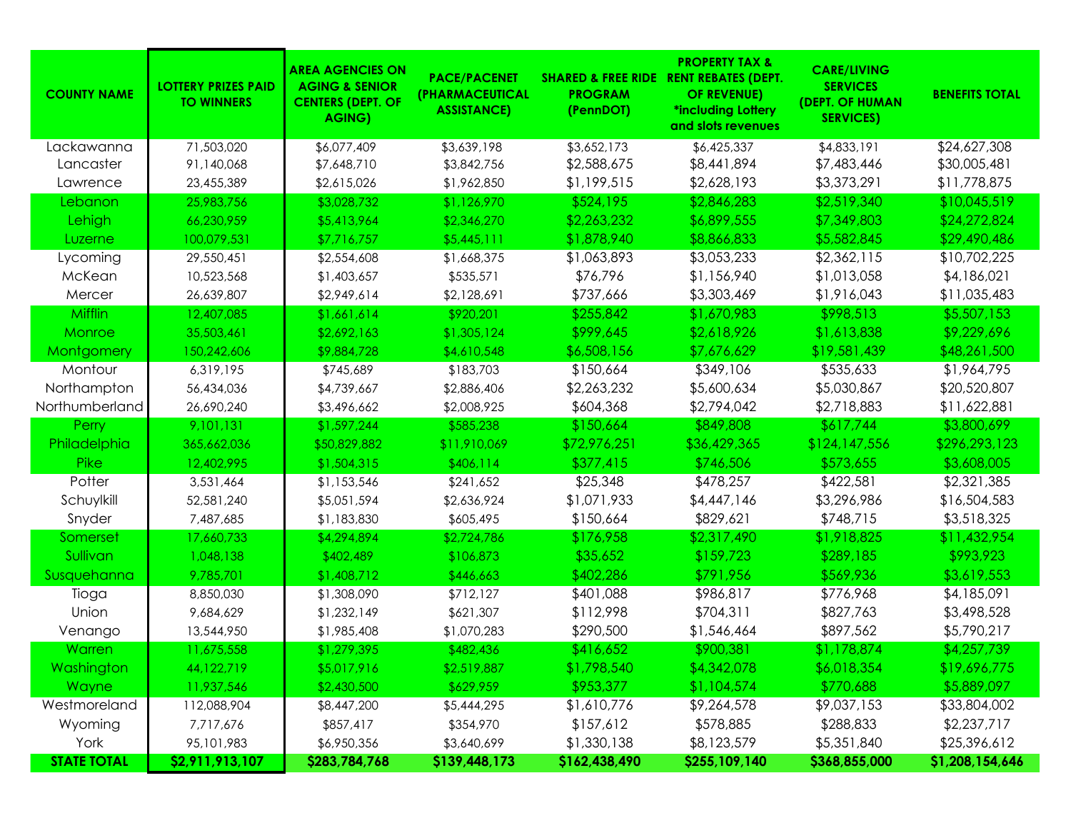| COUNTY NAME | LOTTERY PRIZES PAID TO WINNERS | AREA AGENCIES ON AGING & SENIOR CENTERS (DEPT. OF AGING) | PACE/PACENET (PHARMACEUTICAL ASSISTANCE) | SHARED & FREE RIDE PROGRAM (PennDOT) | PROPERTY TAX & RENT REBATES (DEPT. OF REVENUE) *including Lottery and slots revenues | CARE/LIVING SERVICES (DEPT. OF HUMAN SERVICES) | BENEFITS TOTAL |
|---|---|---|---|---|---|---|---|
| Lackawanna | 71,503,020 | $6,077,409 | $3,639,198 | $3,652,173 | $6,425,337 | $4,833,191 | $24,627,308 |
| Lancaster | 91,140,068 | $7,648,710 | $3,842,756 | $2,588,675 | $8,441,894 | $7,483,446 | $30,005,481 |
| Lawrence | 23,455,389 | $2,615,026 | $1,962,850 | $1,199,515 | $2,628,193 | $3,373,291 | $11,778,875 |
| Lebanon | 25,983,756 | $3,028,732 | $1,126,970 | $524,195 | $2,846,283 | $2,519,340 | $10,045,519 |
| Lehigh | 66,230,959 | $5,413,964 | $2,346,270 | $2,263,232 | $6,899,555 | $7,349,803 | $24,272,824 |
| Luzerne | 100,079,531 | $7,716,757 | $5,445,111 | $1,878,940 | $8,866,833 | $5,582,845 | $29,490,486 |
| Lycoming | 29,550,451 | $2,554,608 | $1,668,375 | $1,063,893 | $3,053,233 | $2,362,115 | $10,702,225 |
| McKean | 10,523,568 | $1,403,657 | $535,571 | $76,796 | $1,156,940 | $1,013,058 | $4,186,021 |
| Mercer | 26,639,807 | $2,949,614 | $2,128,691 | $737,666 | $3,303,469 | $1,916,043 | $11,035,483 |
| Mifflin | 12,407,085 | $1,661,614 | $920,201 | $255,842 | $1,670,983 | $998,513 | $5,507,153 |
| Monroe | 35,503,461 | $2,692,163 | $1,305,124 | $999,645 | $2,618,926 | $1,613,838 | $9,229,696 |
| Montgomery | 150,242,606 | $9,884,728 | $4,610,548 | $6,508,156 | $7,676,629 | $19,581,439 | $48,261,500 |
| Montour | 6,319,195 | $745,689 | $183,703 | $150,664 | $349,106 | $535,633 | $1,964,795 |
| Northampton | 56,434,036 | $4,739,667 | $2,886,406 | $2,263,232 | $5,600,634 | $5,030,867 | $20,520,807 |
| Northumberland | 26,690,240 | $3,496,662 | $2,008,925 | $604,368 | $2,794,042 | $2,718,883 | $11,622,881 |
| Perry | 9,101,131 | $1,597,244 | $585,238 | $150,664 | $849,808 | $617,744 | $3,800,699 |
| Philadelphia | 365,662,036 | $50,829,882 | $11,910,069 | $72,976,251 | $36,429,365 | $124,147,556 | $296,293,123 |
| Pike | 12,402,995 | $1,504,315 | $406,114 | $377,415 | $746,506 | $573,655 | $3,608,005 |
| Potter | 3,531,464 | $1,153,546 | $241,652 | $25,348 | $478,257 | $422,581 | $2,321,385 |
| Schuylkill | 52,581,240 | $5,051,594 | $2,636,924 | $1,071,933 | $4,447,146 | $3,296,986 | $16,504,583 |
| Snyder | 7,487,685 | $1,183,830 | $605,495 | $150,664 | $829,621 | $748,715 | $3,518,325 |
| Somerset | 17,660,733 | $4,294,894 | $2,724,786 | $176,958 | $2,317,490 | $1,918,825 | $11,432,954 |
| Sullivan | 1,048,138 | $402,489 | $106,873 | $35,652 | $159,723 | $289,185 | $993,923 |
| Susquehanna | 9,785,701 | $1,408,712 | $446,663 | $402,286 | $791,956 | $569,936 | $3,619,553 |
| Tioga | 8,850,030 | $1,308,090 | $712,127 | $401,088 | $986,817 | $776,968 | $4,185,091 |
| Union | 9,684,629 | $1,232,149 | $621,307 | $112,998 | $704,311 | $827,763 | $3,498,528 |
| Venango | 13,544,950 | $1,985,408 | $1,070,283 | $290,500 | $1,546,464 | $897,562 | $5,790,217 |
| Warren | 11,675,558 | $1,279,395 | $482,436 | $416,652 | $900,381 | $1,178,874 | $4,257,739 |
| Washington | 44,122,719 | $5,017,916 | $2,519,887 | $1,798,540 | $4,342,078 | $6,018,354 | $19,696,775 |
| Wayne | 11,937,546 | $2,430,500 | $629,959 | $953,377 | $1,104,574 | $770,688 | $5,889,097 |
| Westmoreland | 112,088,904 | $8,447,200 | $5,444,295 | $1,610,776 | $9,264,578 | $9,037,153 | $33,804,002 |
| Wyoming | 7,717,676 | $857,417 | $354,970 | $157,612 | $578,885 | $288,833 | $2,237,717 |
| York | 95,101,983 | $6,950,356 | $3,640,699 | $1,330,138 | $8,123,579 | $5,351,840 | $25,396,612 |
| **STATE TOTAL** | **$2,911,913,107** | **$283,784,768** | **$139,448,173** | **$162,438,490** | **$255,109,140** | **$368,855,000** | **$1,208,154,646** |